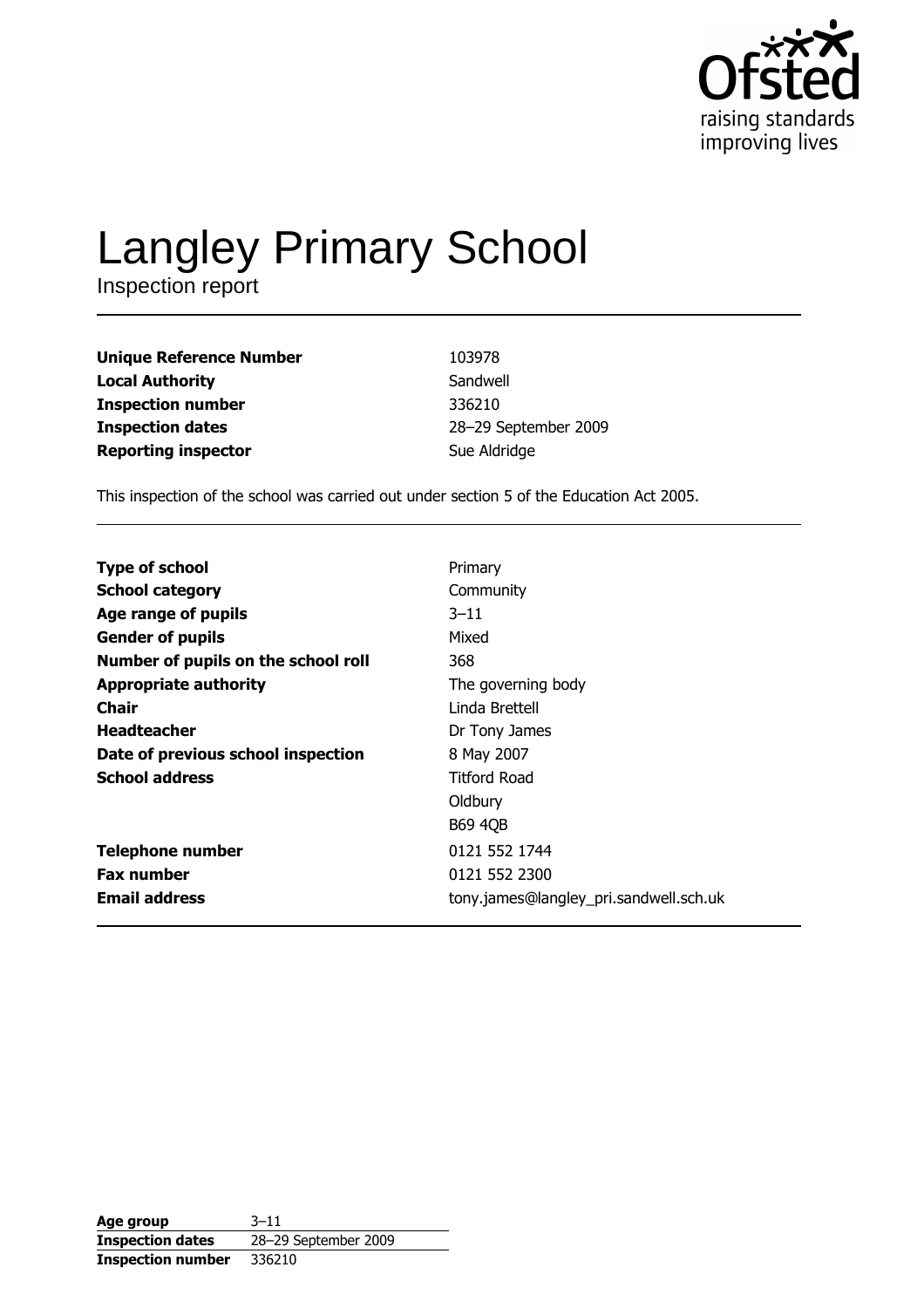# Langley Primary School

Inspection report

| | |
|---|---|
| **Unique Reference Number** | 103978 |
| **Local Authority** | Sandwell |
| **Inspection number** | 336210 |
| **Inspection dates** | 28–29 September 2009 |
| **Reporting inspector** | Sue Aldridge |

This inspection of the school was carried out under section 5 of the Education Act 2005.

| | |
|---|---|
| **Type of school** | Primary |
| **School category** | Community |
| **Age range of pupils** | 3–11 |
| **Gender of pupils** | Mixed |
| **Number of pupils on the school roll** | 368 |
| **Appropriate authority** | The governing body |
| **Chair** | Linda Brettell |
| **Headteacher** | Dr Tony James |
| **Date of previous school inspection** | 8 May 2007 |
| **School address** | Titford Road<br>Oldbury<br>B69 4QB |
| **Telephone number** | 0121 552 1744 |
| **Fax number** | 0121 552 2300 |
| **Email address** | tony.james@langley_pri.sandwell.sch.uk |

| | |
|---|---|
| **Age group** | 3–11 |
| **Inspection dates** | 28–29 September 2009 |
| **Inspection number** | 336210 |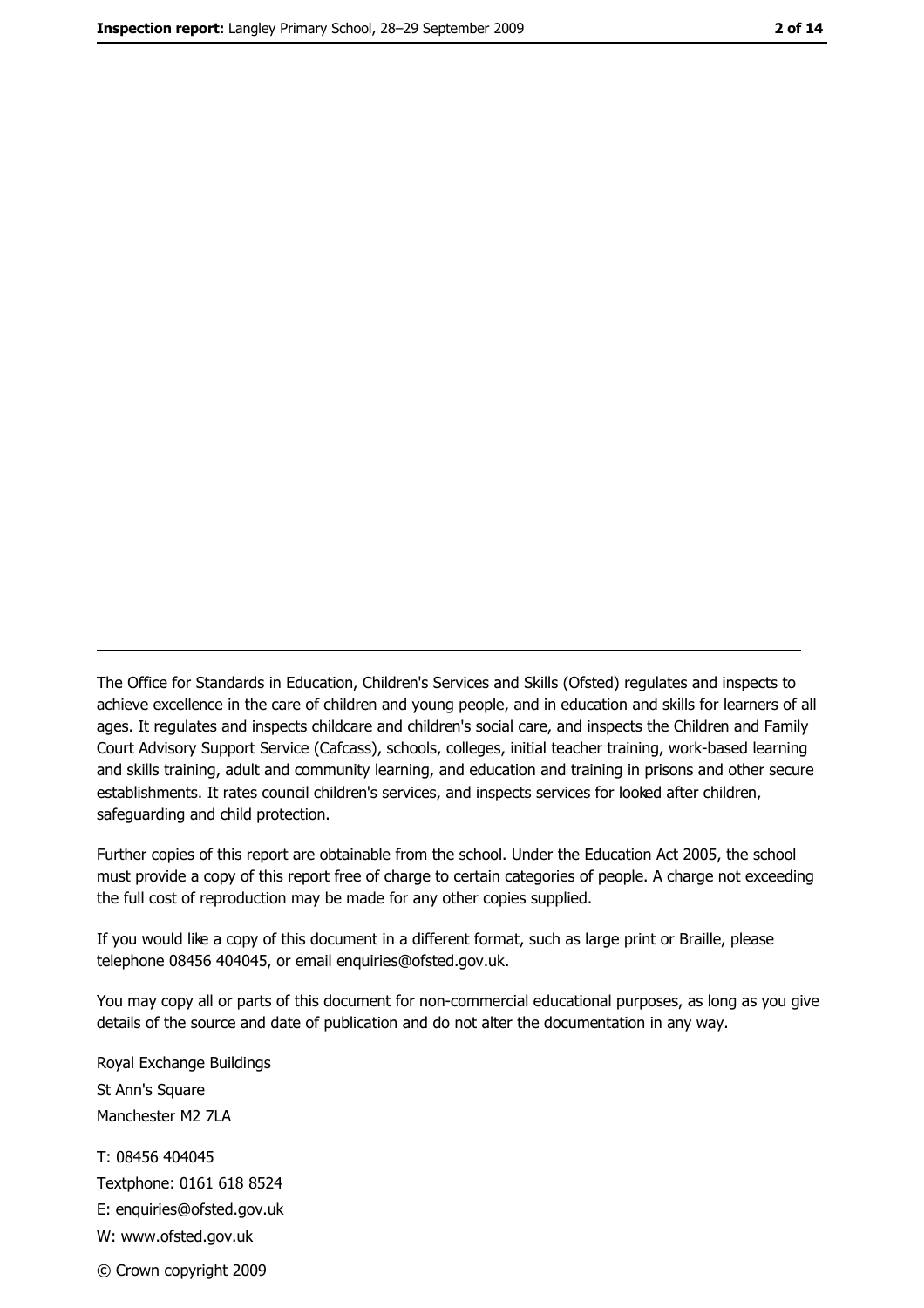The Office for Standards in Education, Children's Services and Skills (Ofsted) regulates and inspects to achieve excellence in the care of children and young people, and in education and skills for learners of all ages. It regulates and inspects childcare and children's social care, and inspects the Children and Family Court Advisory Support Service (Cafcass), schools, colleges, initial teacher training, work-based learning and skills training, adult and community learning, and education and training in prisons and other secure establishments. It rates council children's services, and inspects services for looked after children, safeguarding and child protection.

Further copies of this report are obtainable from the school. Under the Education Act 2005, the school must provide a copy of this report free of charge to certain categories of people. A charge not exceeding the full cost of reproduction may be made for any other copies supplied.

If you would like a copy of this document in a different format, such as large print or Braille, please telephone 08456 404045, or email enquiries@ofsted.gov.uk.

You may copy all or parts of this document for non-commercial educational purposes, as long as you give details of the source and date of publication and do not alter the documentation in any way.

Royal Exchange Buildings
St Ann's Square
Manchester M2 7LA

T: 08456 404045
Textphone: 0161 618 8524
E: enquiries@ofsted.gov.uk
W: www.ofsted.gov.uk

© Crown copyright 2009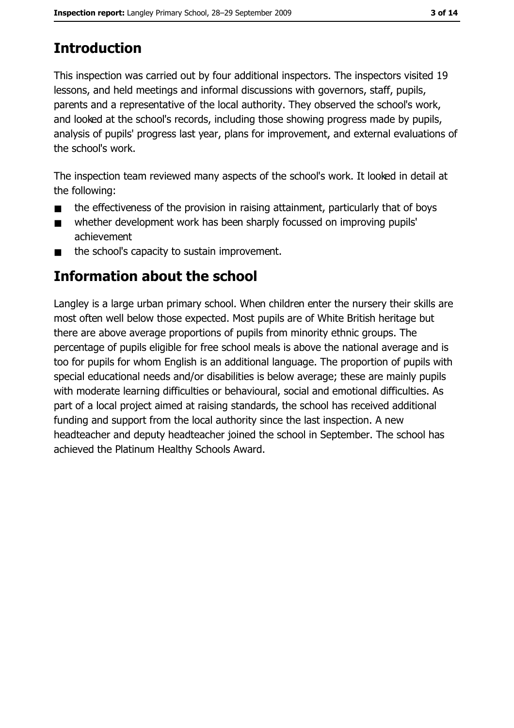## Introduction

This inspection was carried out by four additional inspectors. The inspectors visited 19 lessons, and held meetings and informal discussions with governors, staff, pupils, parents and a representative of the local authority. They observed the school's work, and looked at the school's records, including those showing progress made by pupils, analysis of pupils' progress last year, plans for improvement, and external evaluations of the school's work.

The inspection team reviewed many aspects of the school's work. It looked in detail at the following:

- the effectiveness of the provision in raising attainment, particularly that of boys
- whether development work has been sharply focussed on improving pupils' achievement
- the school's capacity to sustain improvement.

## Information about the school

Langley is a large urban primary school. When children enter the nursery their skills are most often well below those expected. Most pupils are of White British heritage but there are above average proportions of pupils from minority ethnic groups. The percentage of pupils eligible for free school meals is above the national average and is too for pupils for whom English is an additional language. The proportion of pupils with special educational needs and/or disabilities is below average; these are mainly pupils with moderate learning difficulties or behavioural, social and emotional difficulties. As part of a local project aimed at raising standards, the school has received additional funding and support from the local authority since the last inspection. A new headteacher and deputy headteacher joined the school in September. The school has achieved the Platinum Healthy Schools Award.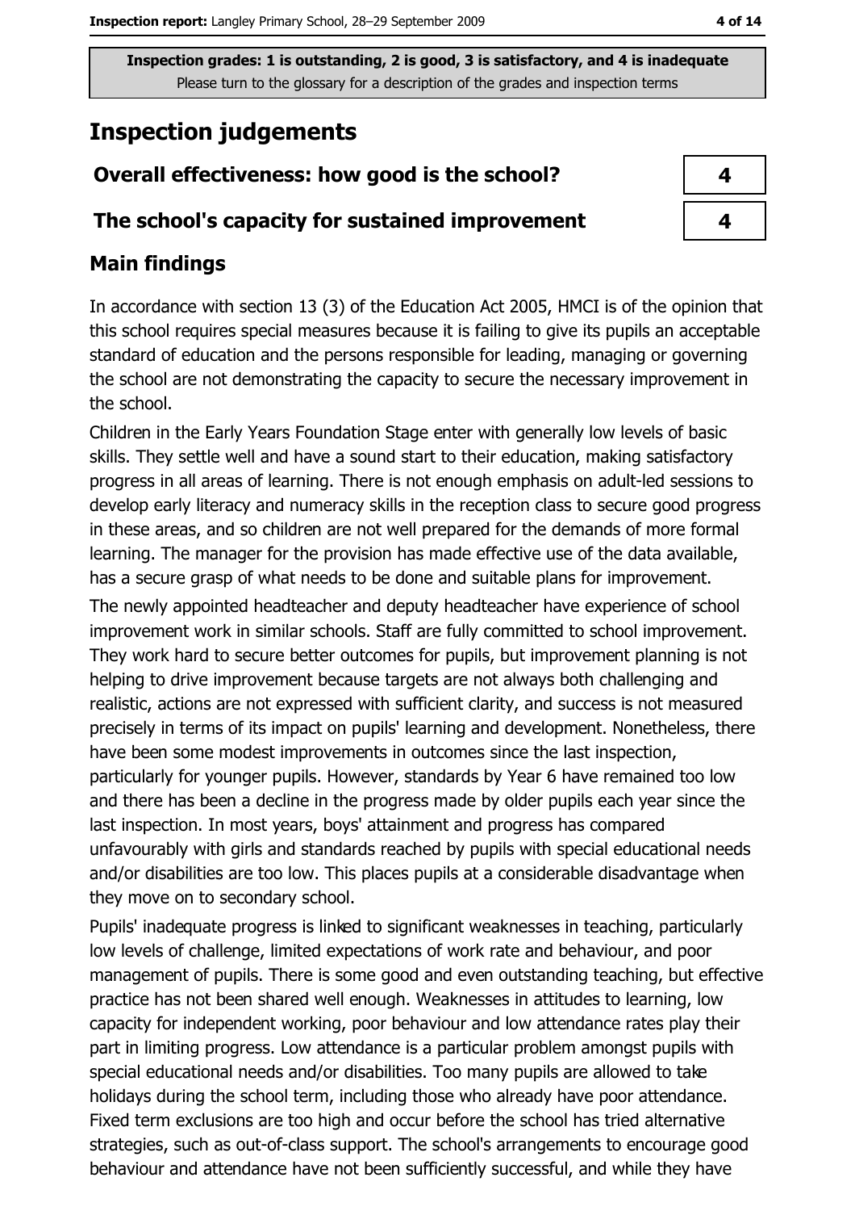Inspection grades: 1 is outstanding, 2 is good, 3 is satisfactory, and 4 is inadequate
Please turn to the glossary for a description of the grades and inspection terms

# Inspection judgements

| | |
|---|---|
| **Overall effectiveness: how good is the school?** | 4 |
| **The school's capacity for sustained improvement** | 4 |

## Main findings

In accordance with section 13 (3) of the Education Act 2005, HMCI is of the opinion that this school requires special measures because it is failing to give its pupils an acceptable standard of education and the persons responsible for leading, managing or governing the school are not demonstrating the capacity to secure the necessary improvement in the school.

Children in the Early Years Foundation Stage enter with generally low levels of basic skills. They settle well and have a sound start to their education, making satisfactory progress in all areas of learning. There is not enough emphasis on adult-led sessions to develop early literacy and numeracy skills in the reception class to secure good progress in these areas, and so children are not well prepared for the demands of more formal learning. The manager for the provision has made effective use of the data available, has a secure grasp of what needs to be done and suitable plans for improvement.

The newly appointed headteacher and deputy headteacher have experience of school improvement work in similar schools. Staff are fully committed to school improvement. They work hard to secure better outcomes for pupils, but improvement planning is not helping to drive improvement because targets are not always both challenging and realistic, actions are not expressed with sufficient clarity, and success is not measured precisely in terms of its impact on pupils' learning and development. Nonetheless, there have been some modest improvements in outcomes since the last inspection, particularly for younger pupils. However, standards by Year 6 have remained too low and there has been a decline in the progress made by older pupils each year since the last inspection. In most years, boys' attainment and progress has compared unfavourably with girls and standards reached by pupils with special educational needs and/or disabilities are too low. This places pupils at a considerable disadvantage when they move on to secondary school.

Pupils' inadequate progress is linked to significant weaknesses in teaching, particularly low levels of challenge, limited expectations of work rate and behaviour, and poor management of pupils. There is some good and even outstanding teaching, but effective practice has not been shared well enough. Weaknesses in attitudes to learning, low capacity for independent working, poor behaviour and low attendance rates play their part in limiting progress. Low attendance is a particular problem amongst pupils with special educational needs and/or disabilities. Too many pupils are allowed to take holidays during the school term, including those who already have poor attendance. Fixed term exclusions are too high and occur before the school has tried alternative strategies, such as out-of-class support. The school's arrangements to encourage good behaviour and attendance have not been sufficiently successful, and while they have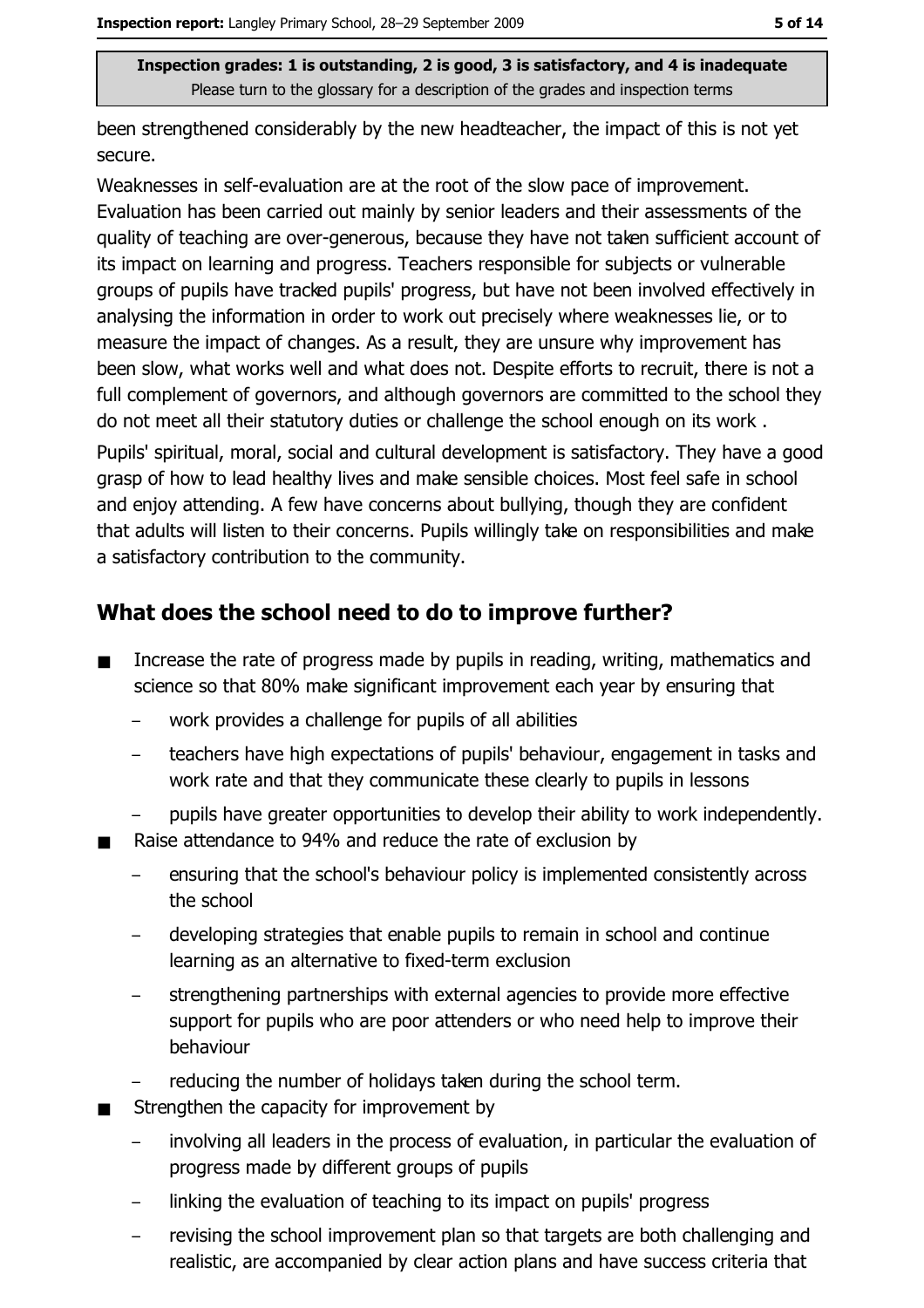been strengthened considerably by the new headteacher, the impact of this is not yet secure.

Weaknesses in self-evaluation are at the root of the slow pace of improvement. Evaluation has been carried out mainly by senior leaders and their assessments of the quality of teaching are over-generous, because they have not taken sufficient account of its impact on learning and progress. Teachers responsible for subjects or vulnerable groups of pupils have tracked pupils' progress, but have not been involved effectively in analysing the information in order to work out precisely where weaknesses lie, or to measure the impact of changes. As a result, they are unsure why improvement has been slow, what works well and what does not. Despite efforts to recruit, there is not a full complement of governors, and although governors are committed to the school they do not meet all their statutory duties or challenge the school enough on its work .

Pupils' spiritual, moral, social and cultural development is satisfactory. They have a good grasp of how to lead healthy lives and make sensible choices. Most feel safe in school and enjoy attending. A few have concerns about bullying, though they are confident that adults will listen to their concerns. Pupils willingly take on responsibilities and make a satisfactory contribution to the community.

## What does the school need to do to improve further?

- Increase the rate of progress made by pupils in reading, writing, mathematics and science so that 80% make significant improvement each year by ensuring that
  - work provides a challenge for pupils of all abilities
  - teachers have high expectations of pupils' behaviour, engagement in tasks and work rate and that they communicate these clearly to pupils in lessons
  - pupils have greater opportunities to develop their ability to work independently.
- Raise attendance to 94% and reduce the rate of exclusion by
  - ensuring that the school's behaviour policy is implemented consistently across the school
  - developing strategies that enable pupils to remain in school and continue learning as an alternative to fixed-term exclusion
  - strengthening partnerships with external agencies to provide more effective support for pupils who are poor attenders or who need help to improve their behaviour
  - reducing the number of holidays taken during the school term.
- Strengthen the capacity for improvement by
  - involving all leaders in the process of evaluation, in particular the evaluation of progress made by different groups of pupils
  - linking the evaluation of teaching to its impact on pupils' progress
  - revising the school improvement plan so that targets are both challenging and realistic, are accompanied by clear action plans and have success criteria that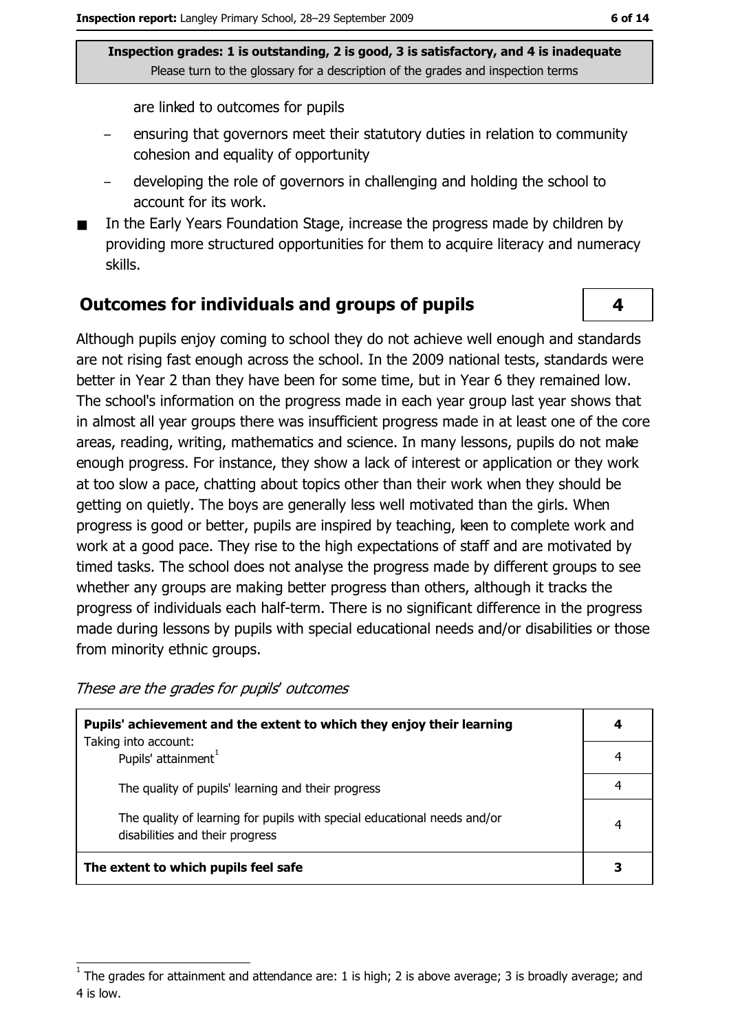**Inspection grades: 1 is outstanding, 2 is good, 3 is satisfactory, and 4 is inadequate**
Please turn to the glossary for a description of the grades and inspection terms

are linked to outcomes for pupils

- ensuring that governors meet their statutory duties in relation to community cohesion and equality of opportunity
- developing the role of governors in challenging and holding the school to account for its work.

- In the Early Years Foundation Stage, increase the progress made by children by providing more structured opportunities for them to acquire literacy and numeracy skills.

## Outcomes for individuals and groups of pupils — 4

Although pupils enjoy coming to school they do not achieve well enough and standards are not rising fast enough across the school. In the 2009 national tests, standards were better in Year 2 than they have been for some time, but in Year 6 they remained low. The school's information on the progress made in each year group last year shows that in almost all year groups there was insufficient progress made in at least one of the core areas, reading, writing, mathematics and science. In many lessons, pupils do not make enough progress. For instance, they show a lack of interest or application or they work at too slow a pace, chatting about topics other than their work when they should be getting on quietly. The boys are generally less well motivated than the girls. When progress is good or better, pupils are inspired by teaching, keen to complete work and work at a good pace. They rise to the high expectations of staff and are motivated by timed tasks. The school does not analyse the progress made by different groups to see whether any groups are making better progress than others, although it tracks the progress of individuals each half-term. There is no significant difference in the progress made during lessons by pupils with special educational needs and/or disabilities or those from minority ethnic groups.

*These are the grades for pupils' outcomes*

| | |
|---|---|
| **Pupils' achievement and the extent to which they enjoy their learning** | **4** |
| Taking into account: Pupils' attainment[1] | 4 |
| The quality of pupils' learning and their progress | 4 |
| The quality of learning for pupils with special educational needs and/or disabilities and their progress | 4 |
| **The extent to which pupils feel safe** | **3** |

[1] The grades for attainment and attendance are: 1 is high; 2 is above average; 3 is broadly average; and 4 is low.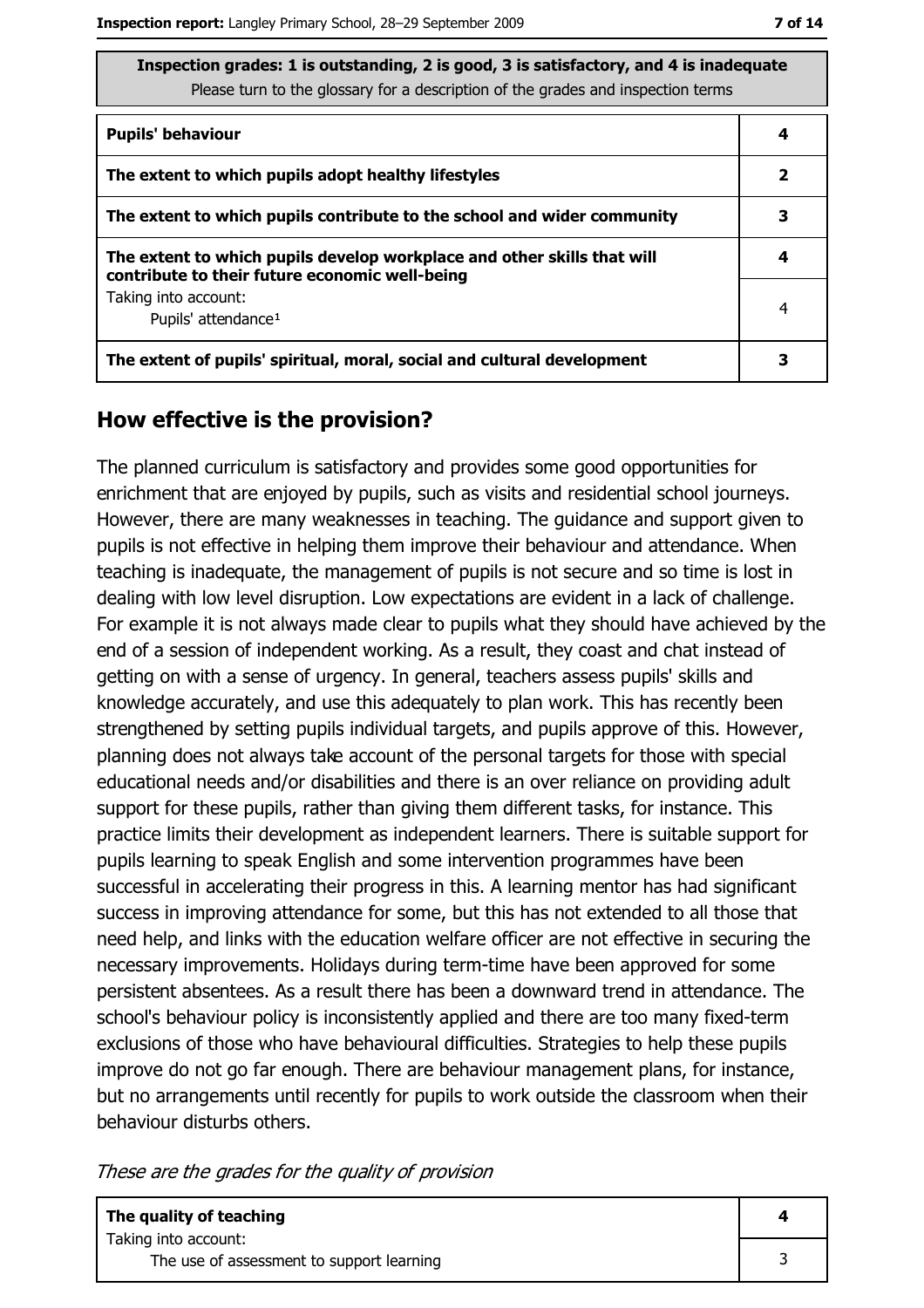| Inspection grades: 1 is outstanding, 2 is good, 3 is satisfactory, and 4 is inadequate<br>Please turn to the glossary for a description of the grades and inspection terms | |
|---|---|
| **Pupils' behaviour** | 4 |
| **The extent to which pupils adopt healthy lifestyles** | 2 |
| **The extent to which pupils contribute to the school and wider community** | 3 |
| **The extent to which pupils develop workplace and other skills that will contribute to their future economic well-being** | 4 |
| Taking into account:<br>Pupils' attendance[1] | 4 |
| **The extent of pupils' spiritual, moral, social and cultural development** | 3 |

## How effective is the provision?

The planned curriculum is satisfactory and provides some good opportunities for enrichment that are enjoyed by pupils, such as visits and residential school journeys. However, there are many weaknesses in teaching. The guidance and support given to pupils is not effective in helping them improve their behaviour and attendance. When teaching is inadequate, the management of pupils is not secure and so time is lost in dealing with low level disruption. Low expectations are evident in a lack of challenge. For example it is not always made clear to pupils what they should have achieved by the end of a session of independent working. As a result, they coast and chat instead of getting on with a sense of urgency. In general, teachers assess pupils' skills and knowledge accurately, and use this adequately to plan work. This has recently been strengthened by setting pupils individual targets, and pupils approve of this. However, planning does not always take account of the personal targets for those with special educational needs and/or disabilities and there is an over reliance on providing adult support for these pupils, rather than giving them different tasks, for instance. This practice limits their development as independent learners. There is suitable support for pupils learning to speak English and some intervention programmes have been successful in accelerating their progress in this. A learning mentor has had significant success in improving attendance for some, but this has not extended to all those that need help, and links with the education welfare officer are not effective in securing the necessary improvements. Holidays during term-time have been approved for some persistent absentees. As a result there has been a downward trend in attendance. The school's behaviour policy is inconsistently applied and there are too many fixed-term exclusions of those who have behavioural difficulties. Strategies to help these pupils improve do not go far enough. There are behaviour management plans, for instance, but no arrangements until recently for pupils to work outside the classroom when their behaviour disturbs others.

*These are the grades for the quality of provision*

| | |
|---|---|
| **The quality of teaching** | 4 |
| Taking into account:<br>The use of assessment to support learning | 3 |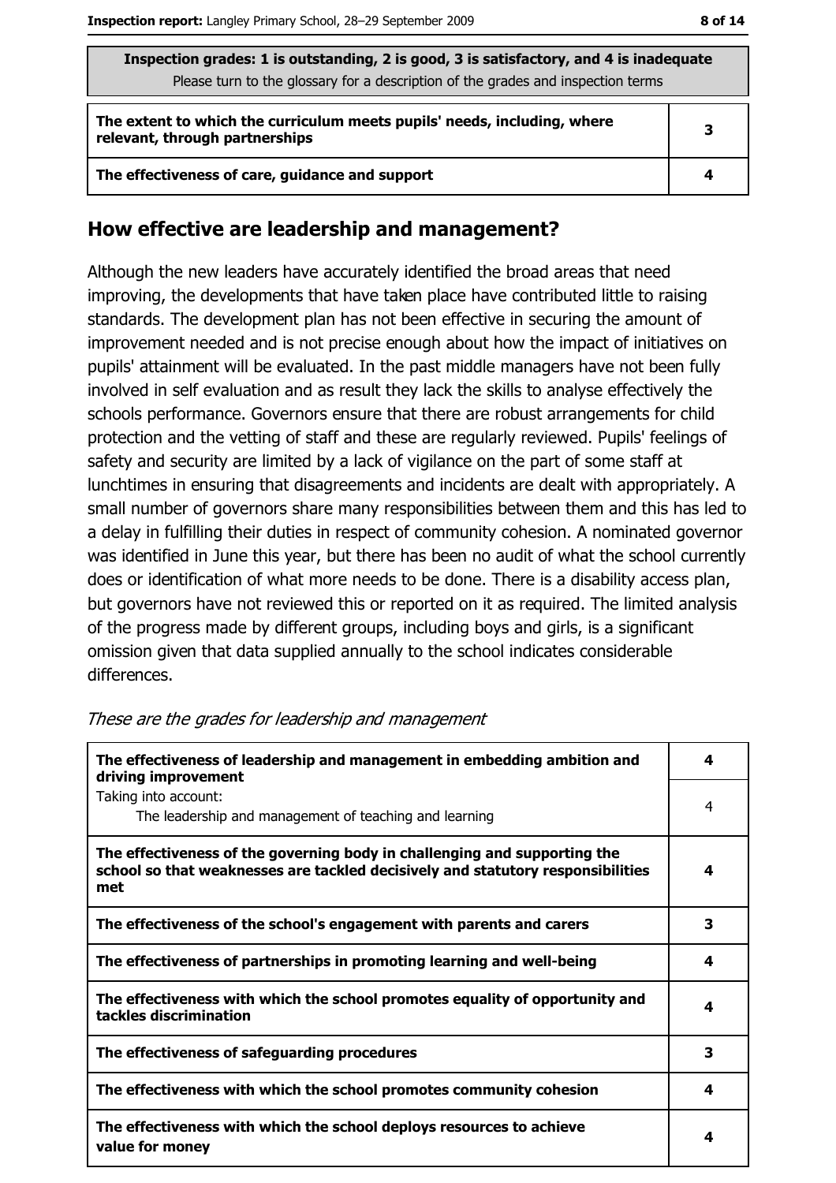| Inspection grades: 1 is outstanding, 2 is good, 3 is satisfactory, and 4 is inadequate<br>Please turn to the glossary for a description of the grades and inspection terms | |
|---|---|
| **The extent to which the curriculum meets pupils' needs, including, where relevant, through partnerships** | 3 |
| **The effectiveness of care, guidance and support** | 4 |

## How effective are leadership and management?

Although the new leaders have accurately identified the broad areas that need improving, the developments that have taken place have contributed little to raising standards. The development plan has not been effective in securing the amount of improvement needed and is not precise enough about how the impact of initiatives on pupils' attainment will be evaluated. In the past middle managers have not been fully involved in self evaluation and as result they lack the skills to analyse effectively the schools performance. Governors ensure that there are robust arrangements for child protection and the vetting of staff and these are regularly reviewed. Pupils' feelings of safety and security are limited by a lack of vigilance on the part of some staff at lunchtimes in ensuring that disagreements and incidents are dealt with appropriately. A small number of governors share many responsibilities between them and this has led to a delay in fulfilling their duties in respect of community cohesion. A nominated governor was identified in June this year, but there has been no audit of what the school currently does or identification of what more needs to be done. There is a disability access plan, but governors have not reviewed this or reported on it as required. The limited analysis of the progress made by different groups, including boys and girls, is a significant omission given that data supplied annually to the school indicates considerable differences.

*These are the grades for leadership and management*

| | |
|---|---|
| **The effectiveness of leadership and management in embedding ambition and driving improvement** | 4 |
| Taking into account:<br>The leadership and management of teaching and learning | 4 |
| **The effectiveness of the governing body in challenging and supporting the school so that weaknesses are tackled decisively and statutory responsibilities met** | 4 |
| **The effectiveness of the school's engagement with parents and carers** | 3 |
| **The effectiveness of partnerships in promoting learning and well-being** | 4 |
| **The effectiveness with which the school promotes equality of opportunity and tackles discrimination** | 4 |
| **The effectiveness of safeguarding procedures** | 3 |
| **The effectiveness with which the school promotes community cohesion** | 4 |
| **The effectiveness with which the school deploys resources to achieve value for money** | 4 |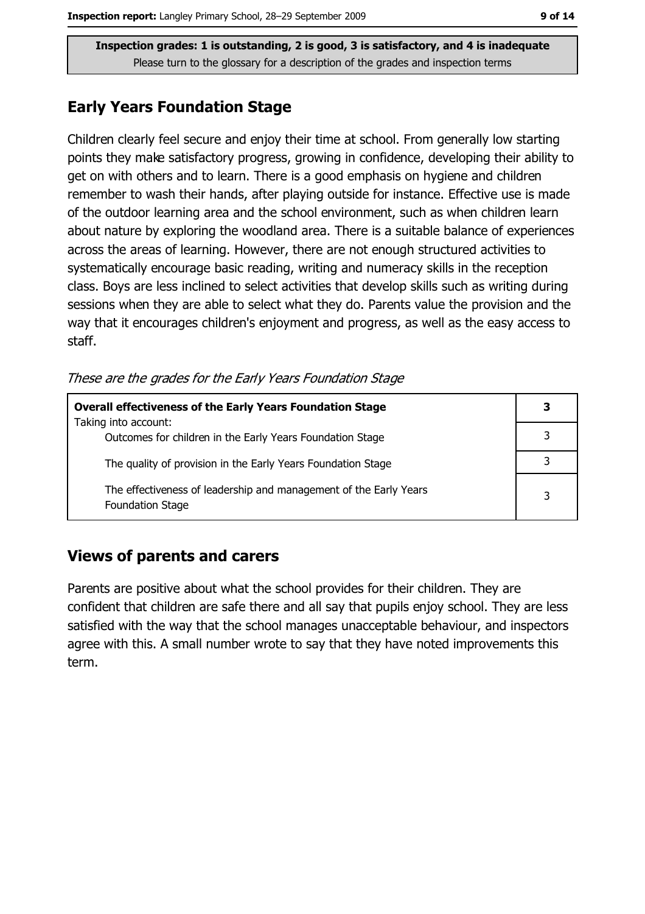**Inspection grades: 1 is outstanding, 2 is good, 3 is satisfactory, and 4 is inadequate**
Please turn to the glossary for a description of the grades and inspection terms

## Early Years Foundation Stage

Children clearly feel secure and enjoy their time at school. From generally low starting points they make satisfactory progress, growing in confidence, developing their ability to get on with others and to learn. There is a good emphasis on hygiene and children remember to wash their hands, after playing outside for instance. Effective use is made of the outdoor learning area and the school environment, such as when children learn about nature by exploring the woodland area. There is a suitable balance of experiences across the areas of learning. However, there are not enough structured activities to systematically encourage basic reading, writing and numeracy skills in the reception class. Boys are less inclined to select activities that develop skills such as writing during sessions when they are able to select what they do. Parents value the provision and the way that it encourages children's enjoyment and progress, as well as the easy access to staff.

*These are the grades for the Early Years Foundation Stage*

| **Overall effectiveness of the Early Years Foundation Stage** Taking into account: | **3** |
|---|---|
| Outcomes for children in the Early Years Foundation Stage | 3 |
| The quality of provision in the Early Years Foundation Stage | 3 |
| The effectiveness of leadership and management of the Early Years Foundation Stage | 3 |

## Views of parents and carers

Parents are positive about what the school provides for their children. They are confident that children are safe there and all say that pupils enjoy school. They are less satisfied with the way that the school manages unacceptable behaviour, and inspectors agree with this. A small number wrote to say that they have noted improvements this term.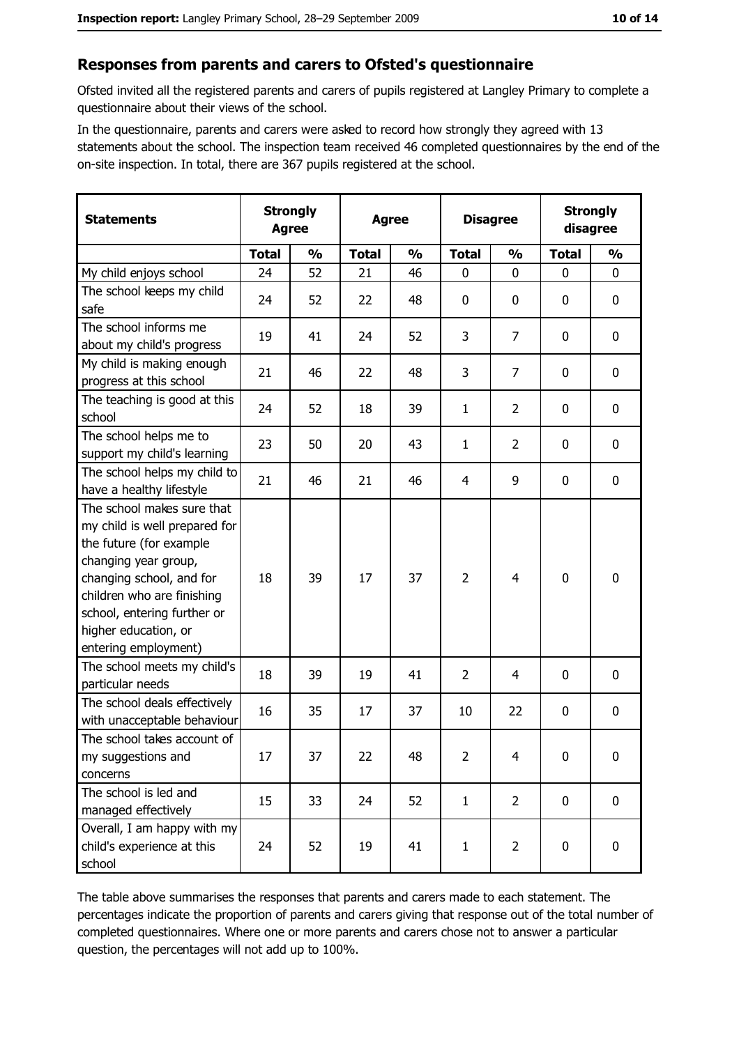## Responses from parents and carers to Ofsted's questionnaire

Ofsted invited all the registered parents and carers of pupils registered at Langley Primary to complete a questionnaire about their views of the school.

In the questionnaire, parents and carers were asked to record how strongly they agreed with 13 statements about the school. The inspection team received 46 completed questionnaires by the end of the on-site inspection. In total, there are 367 pupils registered at the school.

| Statements | Strongly Agree | | Agree | | Disagree | | Strongly disagree | |
|---|---|---|---|---|---|---|---|---|
| | Total | % | Total | % | Total | % | Total | % |
| My child enjoys school | 24 | 52 | 21 | 46 | 0 | 0 | 0 | 0 |
| The school keeps my child safe | 24 | 52 | 22 | 48 | 0 | 0 | 0 | 0 |
| The school informs me about my child's progress | 19 | 41 | 24 | 52 | 3 | 7 | 0 | 0 |
| My child is making enough progress at this school | 21 | 46 | 22 | 48 | 3 | 7 | 0 | 0 |
| The teaching is good at this school | 24 | 52 | 18 | 39 | 1 | 2 | 0 | 0 |
| The school helps me to support my child's learning | 23 | 50 | 20 | 43 | 1 | 2 | 0 | 0 |
| The school helps my child to have a healthy lifestyle | 21 | 46 | 21 | 46 | 4 | 9 | 0 | 0 |
| The school makes sure that my child is well prepared for the future (for example changing year group, changing school, and for children who are finishing school, entering further or higher education, or entering employment) | 18 | 39 | 17 | 37 | 2 | 4 | 0 | 0 |
| The school meets my child's particular needs | 18 | 39 | 19 | 41 | 2 | 4 | 0 | 0 |
| The school deals effectively with unacceptable behaviour | 16 | 35 | 17 | 37 | 10 | 22 | 0 | 0 |
| The school takes account of my suggestions and concerns | 17 | 37 | 22 | 48 | 2 | 4 | 0 | 0 |
| The school is led and managed effectively | 15 | 33 | 24 | 52 | 1 | 2 | 0 | 0 |
| Overall, I am happy with my child's experience at this school | 24 | 52 | 19 | 41 | 1 | 2 | 0 | 0 |

The table above summarises the responses that parents and carers made to each statement. The percentages indicate the proportion of parents and carers giving that response out of the total number of completed questionnaires. Where one or more parents and carers chose not to answer a particular question, the percentages will not add up to 100%.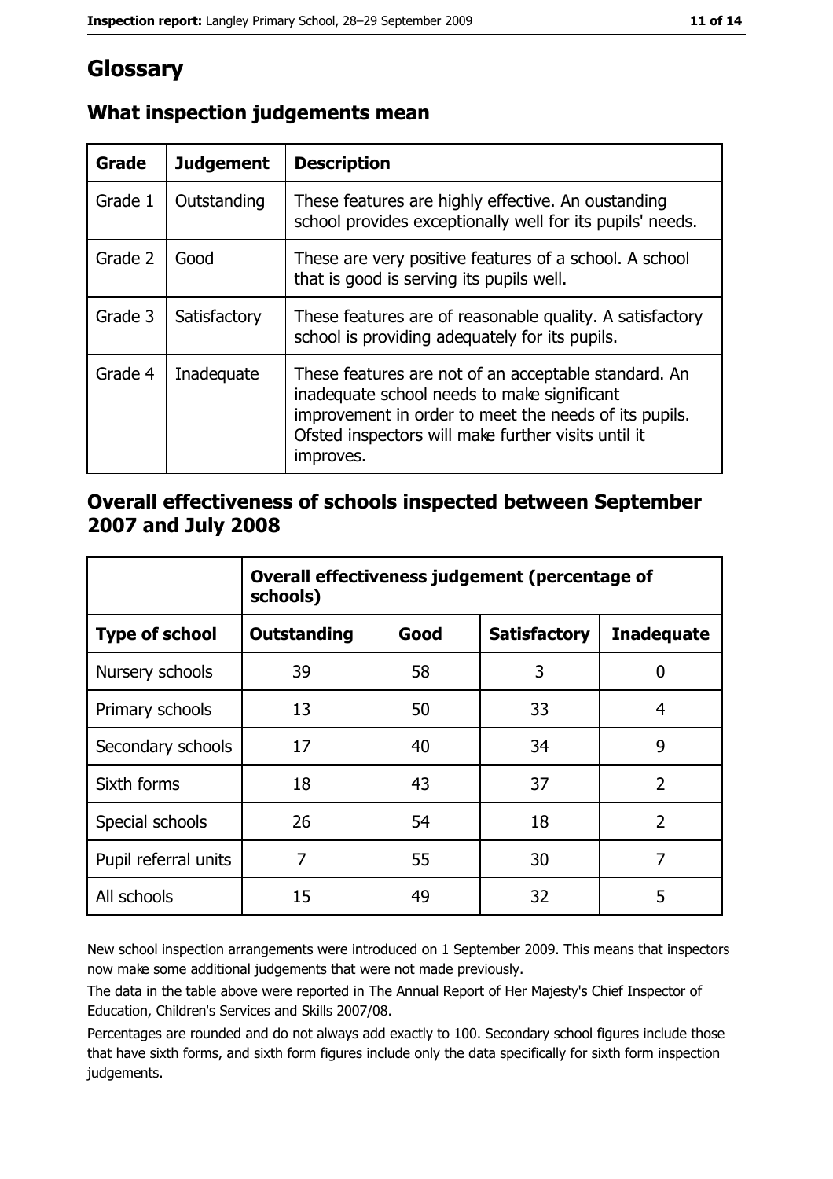# Glossary

## What inspection judgements mean

| Grade | Judgement | Description |
|---|---|---|
| Grade 1 | Outstanding | These features are highly effective. An oustanding school provides exceptionally well for its pupils' needs. |
| Grade 2 | Good | These are very positive features of a school. A school that is good is serving its pupils well. |
| Grade 3 | Satisfactory | These features are of reasonable quality. A satisfactory school is providing adequately for its pupils. |
| Grade 4 | Inadequate | These features are not of an acceptable standard. An inadequate school needs to make significant improvement in order to meet the needs of its pupils. Ofsted inspectors will make further visits until it improves. |

## Overall effectiveness of schools inspected between September 2007 and July 2008

| | Overall effectiveness judgement (percentage of schools) | | | |
|---|---|---|---|---|
| **Type of school** | **Outstanding** | **Good** | **Satisfactory** | **Inadequate** |
| Nursery schools | 39 | 58 | 3 | 0 |
| Primary schools | 13 | 50 | 33 | 4 |
| Secondary schools | 17 | 40 | 34 | 9 |
| Sixth forms | 18 | 43 | 37 | 2 |
| Special schools | 26 | 54 | 18 | 2 |
| Pupil referral units | 7 | 55 | 30 | 7 |
| All schools | 15 | 49 | 32 | 5 |

New school inspection arrangements were introduced on 1 September 2009. This means that inspectors now make some additional judgements that were not made previously.

The data in the table above were reported in The Annual Report of Her Majesty's Chief Inspector of Education, Children's Services and Skills 2007/08.

Percentages are rounded and do not always add exactly to 100. Secondary school figures include those that have sixth forms, and sixth form figures include only the data specifically for sixth form inspection judgements.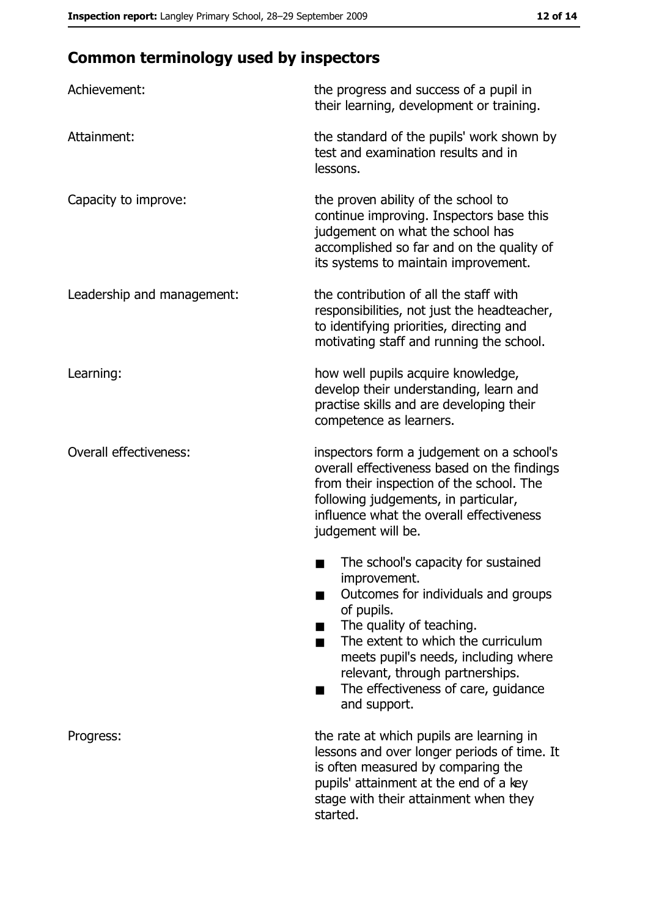## Common terminology used by inspectors

| | |
|---|---|
| Achievement: | the progress and success of a pupil in their learning, development or training. |
| Attainment: | the standard of the pupils' work shown by test and examination results and in lessons. |
| Capacity to improve: | the proven ability of the school to continue improving. Inspectors base this judgement on what the school has accomplished so far and on the quality of its systems to maintain improvement. |
| Leadership and management: | the contribution of all the staff with responsibilities, not just the headteacher, to identifying priorities, directing and motivating staff and running the school. |
| Learning: | how well pupils acquire knowledge, develop their understanding, learn and practise skills and are developing their competence as learners. |
| Overall effectiveness: | inspectors form a judgement on a school's overall effectiveness based on the findings from their inspection of the school. The following judgements, in particular, influence what the overall effectiveness judgement will be.<br>■ The school's capacity for sustained improvement.<br>■ Outcomes for individuals and groups of pupils.<br>■ The quality of teaching.<br>■ The extent to which the curriculum meets pupil's needs, including where relevant, through partnerships.<br>■ The effectiveness of care, guidance and support. |
| Progress: | the rate at which pupils are learning in lessons and over longer periods of time. It is often measured by comparing the pupils' attainment at the end of a key stage with their attainment when they started. |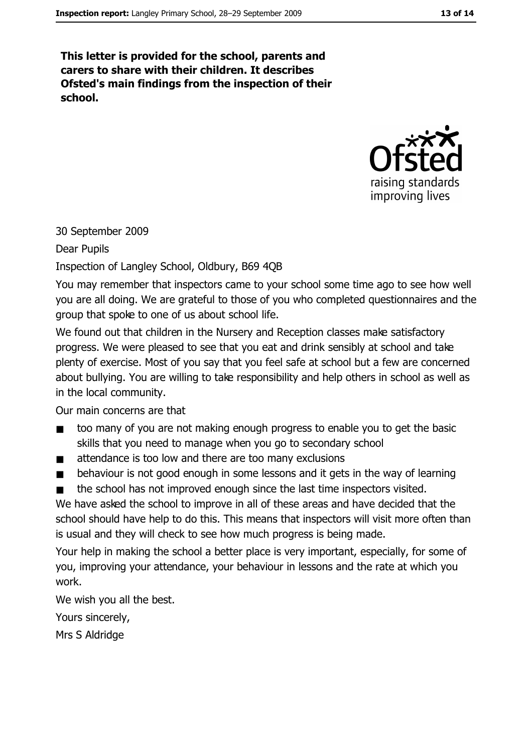**This letter is provided for the school, parents and carers to share with their children. It describes Ofsted's main findings from the inspection of their school.**

30 September 2009

Dear Pupils

Inspection of Langley School, Oldbury, B69 4QB

You may remember that inspectors came to your school some time ago to see how well you are all doing. We are grateful to those of you who completed questionnaires and the group that spoke to one of us about school life.

We found out that children in the Nursery and Reception classes make satisfactory progress. We were pleased to see that you eat and drink sensibly at school and take plenty of exercise. Most of you say that you feel safe at school but a few are concerned about bullying. You are willing to take responsibility and help others in school as well as in the local community.

Our main concerns are that

- too many of you are not making enough progress to enable you to get the basic skills that you need to manage when you go to secondary school
- attendance is too low and there are too many exclusions
- behaviour is not good enough in some lessons and it gets in the way of learning
- the school has not improved enough since the last time inspectors visited.

We have asked the school to improve in all of these areas and have decided that the school should have help to do this. This means that inspectors will visit more often than is usual and they will check to see how much progress is being made.

Your help in making the school a better place is very important, especially, for some of you, improving your attendance, your behaviour in lessons and the rate at which you work.

We wish you all the best.

Yours sincerely,

Mrs S Aldridge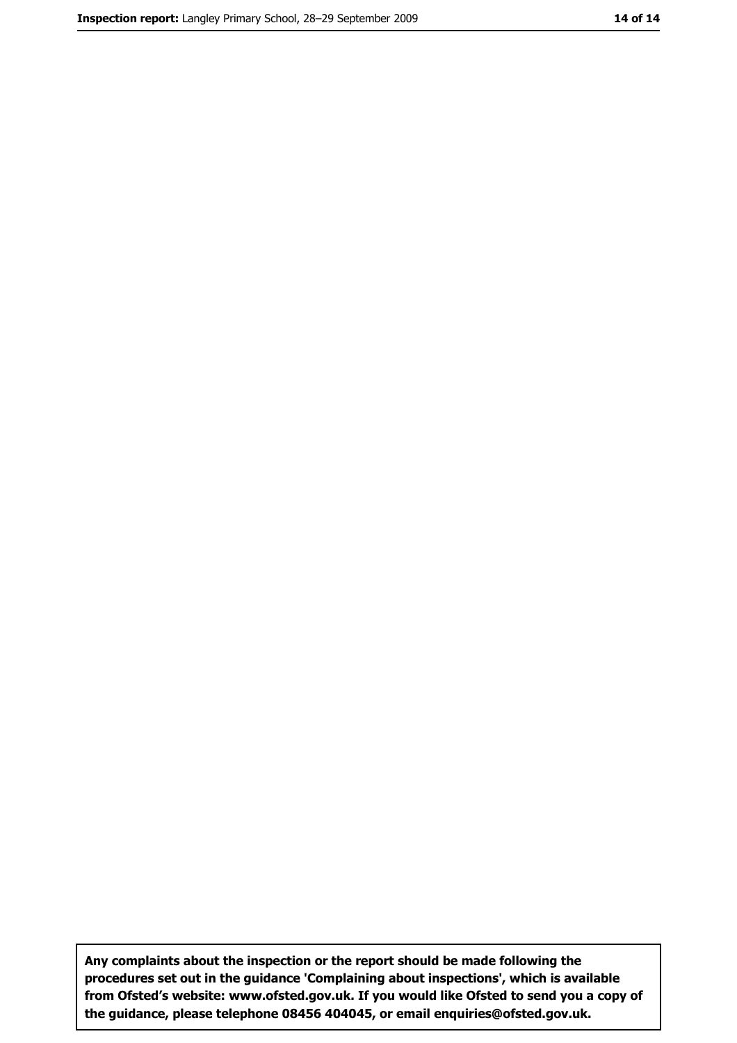**Any complaints about the inspection or the report should be made following the procedures set out in the guidance 'Complaining about inspections', which is available from Ofsted's website: www.ofsted.gov.uk. If you would like Ofsted to send you a copy of the guidance, please telephone 08456 404045, or email enquiries@ofsted.gov.uk.**